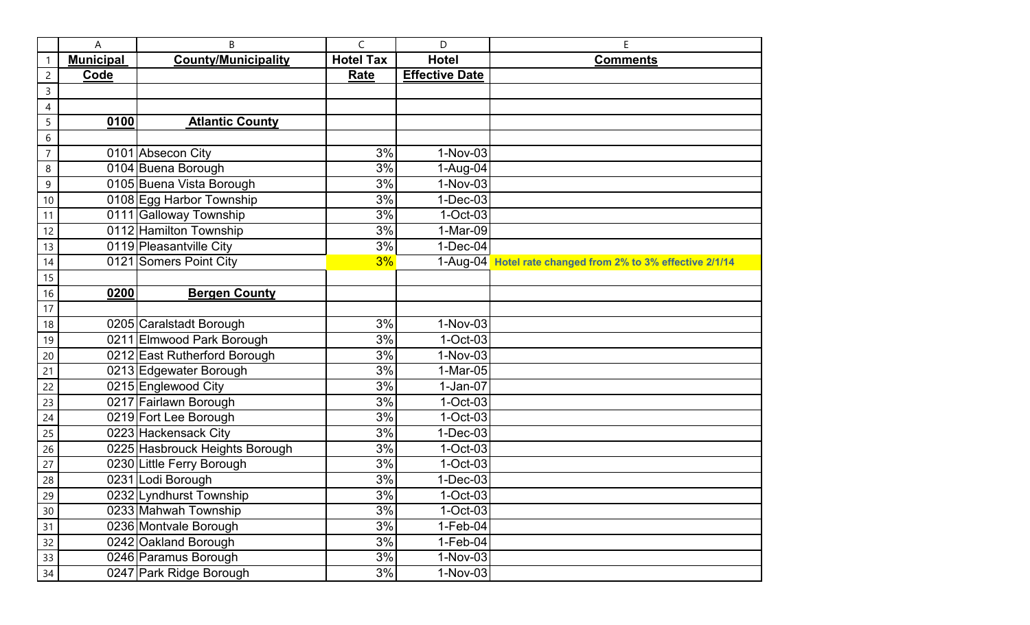| Municipal Code | County/Municipality | Hotel Tax Rate | Hotel Effective Date | Comments |
|---|---|---|---|---|
| | | | | |
| | | | | |
| **0100** | **Atlantic County** | | | |
| | | | | |
| 0101 | Absecon City | 3% | 1-Nov-03 | |
| 0104 | Buena Borough | 3% | 1-Aug-04 | |
| 0105 | Buena Vista Borough | 3% | 1-Nov-03 | |
| 0108 | Egg Harbor Township | 3% | 1-Dec-03 | |
| 0111 | Galloway Township | 3% | 1-Oct-03 | |
| 0112 | Hamilton Township | 3% | 1-Mar-09 | |
| 0119 | Pleasantville City | 3% | 1-Dec-04 | |
| 0121 | Somers Point City | 3% | 1-Aug-04 | **Hotel rate changed from 2% to 3% effective 2/1/14** |
| | | | | |
| **0200** | **Bergen County** | | | |
| | | | | |
| 0205 | Caralstadt Borough | 3% | 1-Nov-03 | |
| 0211 | Elmwood Park Borough | 3% | 1-Oct-03 | |
| 0212 | East Rutherford Borough | 3% | 1-Nov-03 | |
| 0213 | Edgewater Borough | 3% | 1-Mar-05 | |
| 0215 | Englewood City | 3% | 1-Jan-07 | |
| 0217 | Fairlawn Borough | 3% | 1-Oct-03 | |
| 0219 | Fort Lee Borough | 3% | 1-Oct-03 | |
| 0223 | Hackensack City | 3% | 1-Dec-03 | |
| 0225 | Hasbrouck Heights Borough | 3% | 1-Oct-03 | |
| 0230 | Little Ferry Borough | 3% | 1-Oct-03 | |
| 0231 | Lodi Borough | 3% | 1-Dec-03 | |
| 0232 | Lyndhurst Township | 3% | 1-Oct-03 | |
| 0233 | Mahwah Township | 3% | 1-Oct-03 | |
| 0236 | Montvale Borough | 3% | 1-Feb-04 | |
| 0242 | Oakland Borough | 3% | 1-Feb-04 | |
| 0246 | Paramus Borough | 3% | 1-Nov-03 | |
| 0247 | Park Ridge Borough | 3% | 1-Nov-03 | |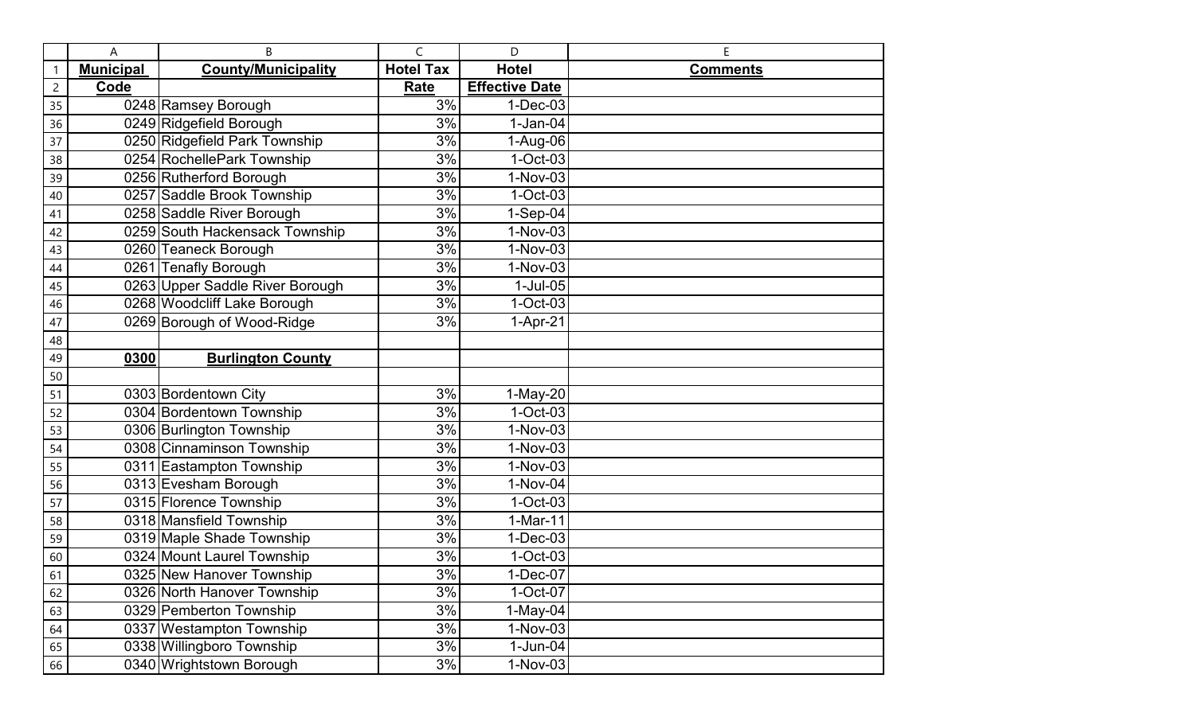| Municipal Code | County/Municipality | Hotel Tax Rate | Hotel Effective Date | Comments |
|---|---|---|---|---|
| 0248 | Ramsey Borough | 3% | 1-Dec-03 | |
| 0249 | Ridgefield Borough | 3% | 1-Jan-04 | |
| 0250 | Ridgefield Park Township | 3% | 1-Aug-06 | |
| 0254 | RochellePark Township | 3% | 1-Oct-03 | |
| 0256 | Rutherford Borough | 3% | 1-Nov-03 | |
| 0257 | Saddle Brook Township | 3% | 1-Oct-03 | |
| 0258 | Saddle River Borough | 3% | 1-Sep-04 | |
| 0259 | South Hackensack Township | 3% | 1-Nov-03 | |
| 0260 | Teaneck Borough | 3% | 1-Nov-03 | |
| 0261 | Tenafly Borough | 3% | 1-Nov-03 | |
| 0263 | Upper Saddle River Borough | 3% | 1-Jul-05 | |
| 0268 | Woodcliff Lake Borough | 3% | 1-Oct-03 | |
| 0269 | Borough of Wood-Ridge | 3% | 1-Apr-21 | |
| | | | | |
| **0300** | **Burlington County** | | | |
| | | | | |
| 0303 | Bordentown City | 3% | 1-May-20 | |
| 0304 | Bordentown Township | 3% | 1-Oct-03 | |
| 0306 | Burlington Township | 3% | 1-Nov-03 | |
| 0308 | Cinnaminson Township | 3% | 1-Nov-03 | |
| 0311 | Eastampton Township | 3% | 1-Nov-03 | |
| 0313 | Evesham Borough | 3% | 1-Nov-04 | |
| 0315 | Florence Township | 3% | 1-Oct-03 | |
| 0318 | Mansfield Township | 3% | 1-Mar-11 | |
| 0319 | Maple Shade Township | 3% | 1-Dec-03 | |
| 0324 | Mount Laurel Township | 3% | 1-Oct-03 | |
| 0325 | New Hanover Township | 3% | 1-Dec-07 | |
| 0326 | North Hanover Township | 3% | 1-Oct-07 | |
| 0329 | Pemberton Township | 3% | 1-May-04 | |
| 0337 | Westampton Township | 3% | 1-Nov-03 | |
| 0338 | Willingboro Township | 3% | 1-Jun-04 | |
| 0340 | Wrightstown Borough | 3% | 1-Nov-03 | |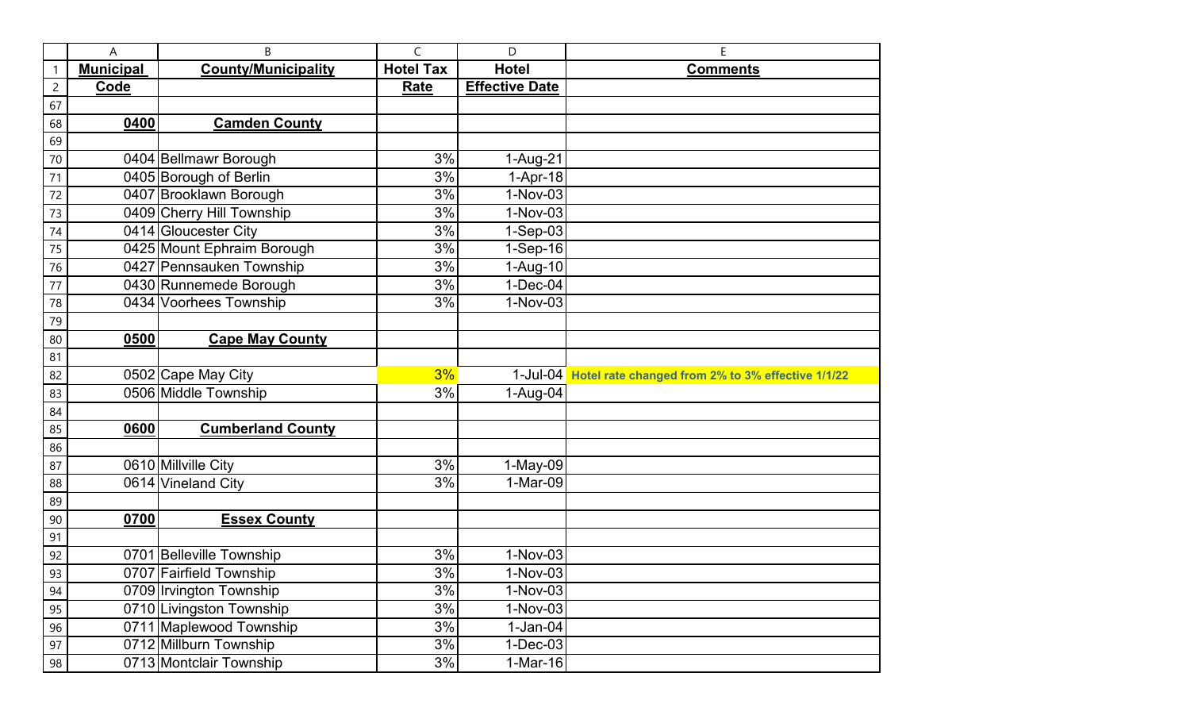| Municipal Code | County/Municipality | Hotel Tax Rate | Hotel Effective Date | Comments |
|---|---|---|---|---|
| | | | | |
| **0400** | **Camden County** | | | |
| | | | | |
| 0404 | Bellmawr Borough | 3% | 1-Aug-21 | |
| 0405 | Borough of Berlin | 3% | 1-Apr-18 | |
| 0407 | Brooklawn Borough | 3% | 1-Nov-03 | |
| 0409 | Cherry Hill Township | 3% | 1-Nov-03 | |
| 0414 | Gloucester City | 3% | 1-Sep-03 | |
| 0425 | Mount Ephraim Borough | 3% | 1-Sep-16 | |
| 0427 | Pennsauken Township | 3% | 1-Aug-10 | |
| 0430 | Runnemede Borough | 3% | 1-Dec-04 | |
| 0434 | Voorhees Township | 3% | 1-Nov-03 | |
| | | | | |
| **0500** | **Cape May County** | | | |
| | | | | |
| 0502 | Cape May City | 3% | 1-Jul-04 | Hotel rate changed from 2% to 3% effective 1/1/22 |
| 0506 | Middle Township | 3% | 1-Aug-04 | |
| | | | | |
| **0600** | **Cumberland County** | | | |
| | | | | |
| 0610 | Millville City | 3% | 1-May-09 | |
| 0614 | Vineland City | 3% | 1-Mar-09 | |
| | | | | |
| **0700** | **Essex County** | | | |
| | | | | |
| 0701 | Belleville Township | 3% | 1-Nov-03 | |
| 0707 | Fairfield Township | 3% | 1-Nov-03 | |
| 0709 | Irvington Township | 3% | 1-Nov-03 | |
| 0710 | Livingston Township | 3% | 1-Nov-03 | |
| 0711 | Maplewood Township | 3% | 1-Jan-04 | |
| 0712 | Millburn Township | 3% | 1-Dec-03 | |
| 0713 | Montclair Township | 3% | 1-Mar-16 | |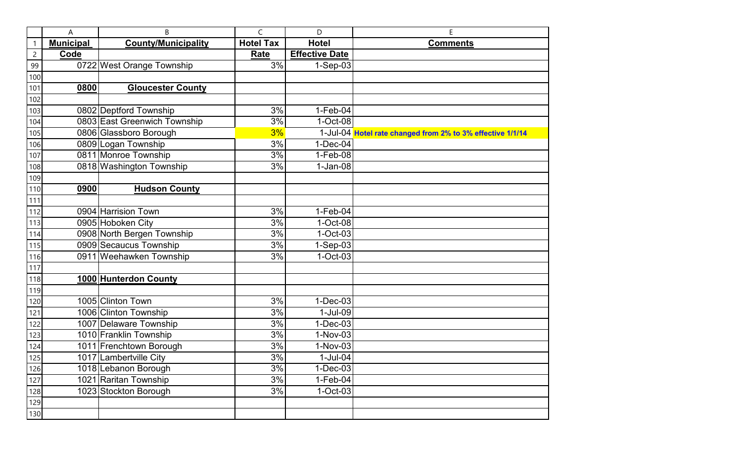| Municipal Code | County/Municipality | Hotel Tax Rate | Hotel Effective Date | Comments |
|---|---|---|---|---|
| 0722 | West Orange Township | 3% | 1-Sep-03 | |
| | | | | |
| **0800** | **Gloucester County** | | | |
| | | | | |
| 0802 | Deptford Township | 3% | 1-Feb-04 | |
| 0803 | East Greenwich Township | 3% | 1-Oct-08 | |
| 0806 | Glassboro Borough | 3% | 1-Jul-04 | **Hotel rate changed from 2% to 3% effective 1/1/14** |
| 0809 | Logan Township | 3% | 1-Dec-04 | |
| 0811 | Monroe Township | 3% | 1-Feb-08 | |
| 0818 | Washington Township | 3% | 1-Jan-08 | |
| | | | | |
| **0900** | **Hudson County** | | | |
| | | | | |
| 0904 | Harrision Town | 3% | 1-Feb-04 | |
| 0905 | Hoboken City | 3% | 1-Oct-08 | |
| 0908 | North Bergen Township | 3% | 1-Oct-03 | |
| 0909 | Secaucus Township | 3% | 1-Sep-03 | |
| 0911 | Weehawken Township | 3% | 1-Oct-03 | |
| | | | | |
| **1000** | **Hunterdon County** | | | |
| | | | | |
| 1005 | Clinton Town | 3% | 1-Dec-03 | |
| 1006 | Clinton Township | 3% | 1-Jul-09 | |
| 1007 | Delaware Township | 3% | 1-Dec-03 | |
| 1010 | Franklin Township | 3% | 1-Nov-03 | |
| 1011 | Frenchtown Borough | 3% | 1-Nov-03 | |
| 1017 | Lambertville City | 3% | 1-Jul-04 | |
| 1018 | Lebanon Borough | 3% | 1-Dec-03 | |
| 1021 | Raritan Township | 3% | 1-Feb-04 | |
| 1023 | Stockton Borough | 3% | 1-Oct-03 | |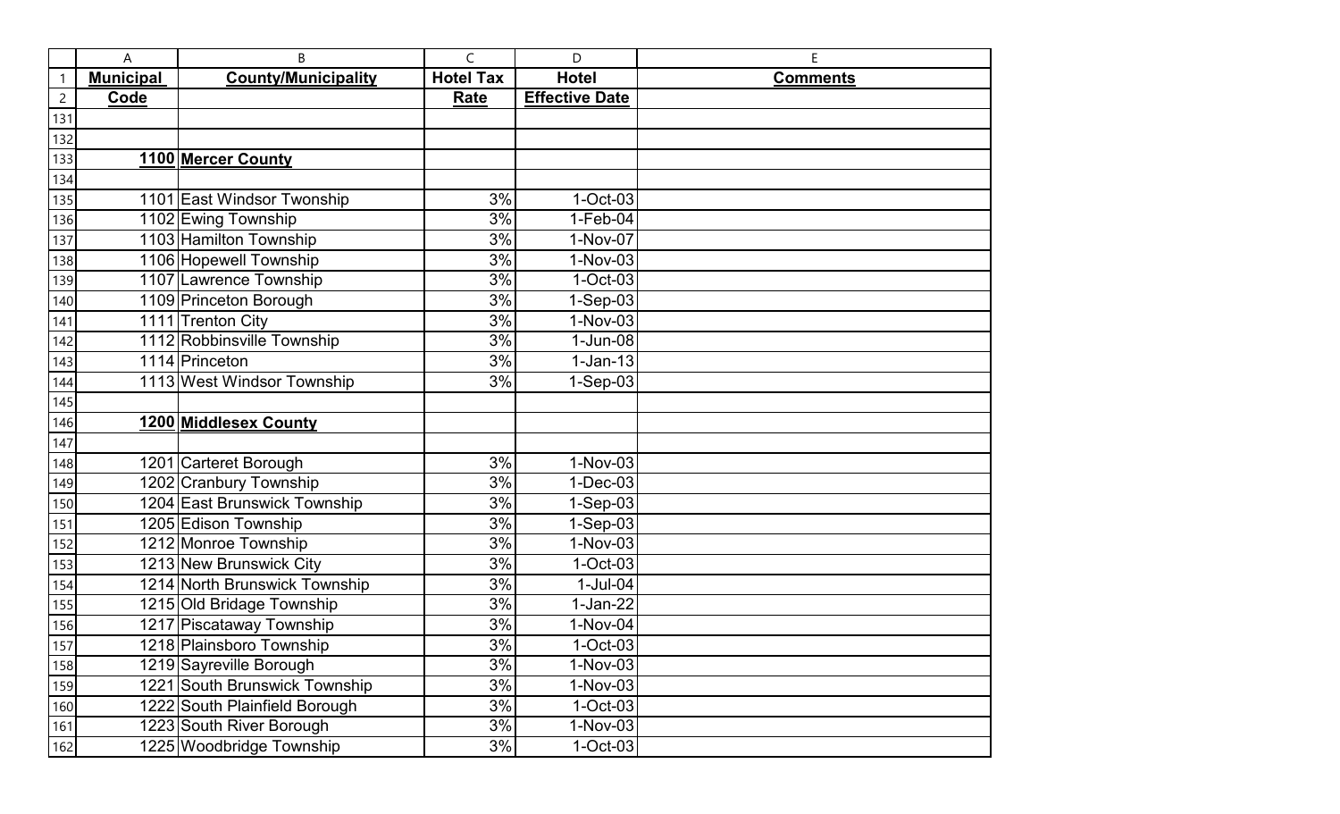| Municipal Code | County/Municipality | Hotel Tax Rate | Hotel Effective Date | Comments |
|---|---|---|---|---|
| | | | | |
| | | | | |
| **1100** | **Mercer County** | | | |
| | | | | |
| 1101 | East Windsor Twonship | 3% | 1-Oct-03 | |
| 1102 | Ewing Township | 3% | 1-Feb-04 | |
| 1103 | Hamilton Township | 3% | 1-Nov-07 | |
| 1106 | Hopewell Township | 3% | 1-Nov-03 | |
| 1107 | Lawrence Township | 3% | 1-Oct-03 | |
| 1109 | Princeton Borough | 3% | 1-Sep-03 | |
| 1111 | Trenton City | 3% | 1-Nov-03 | |
| 1112 | Robbinsville Township | 3% | 1-Jun-08 | |
| 1114 | Princeton | 3% | 1-Jan-13 | |
| 1113 | West Windsor Township | 3% | 1-Sep-03 | |
| | | | | |
| **1200** | **Middlesex County** | | | |
| | | | | |
| 1201 | Carteret Borough | 3% | 1-Nov-03 | |
| 1202 | Cranbury Township | 3% | 1-Dec-03 | |
| 1204 | East Brunswick Township | 3% | 1-Sep-03 | |
| 1205 | Edison Township | 3% | 1-Sep-03 | |
| 1212 | Monroe Township | 3% | 1-Nov-03 | |
| 1213 | New Brunswick City | 3% | 1-Oct-03 | |
| 1214 | North Brunswick Township | 3% | 1-Jul-04 | |
| 1215 | Old Bridage Township | 3% | 1-Jan-22 | |
| 1217 | Piscataway Township | 3% | 1-Nov-04 | |
| 1218 | Plainsboro Township | 3% | 1-Oct-03 | |
| 1219 | Sayreville Borough | 3% | 1-Nov-03 | |
| 1221 | South Brunswick Township | 3% | 1-Nov-03 | |
| 1222 | South Plainfield Borough | 3% | 1-Oct-03 | |
| 1223 | South River Borough | 3% | 1-Nov-03 | |
| 1225 | Woodbridge Township | 3% | 1-Oct-03 | |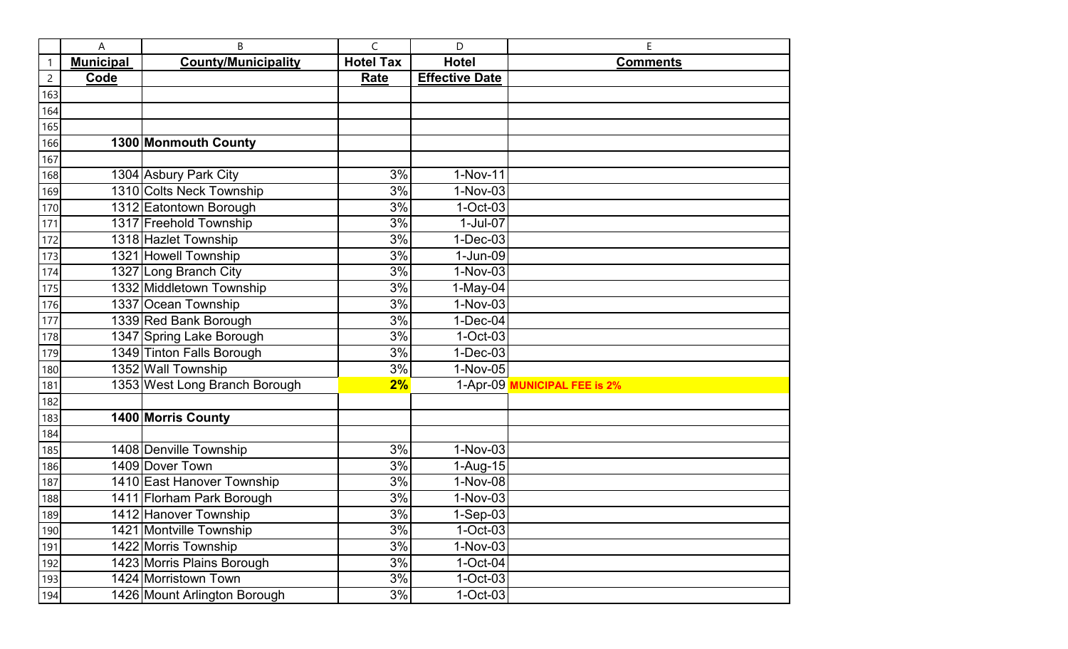| Municipal Code | County/Municipality | Hotel Tax Rate | Hotel Effective Date | Comments |
|---|---|---|---|---|
| | | | | |
| | | | | |
| | | | | |
| 1300 | **Monmouth County** | | | |
| | | | | |
| 1304 | Asbury Park City | 3% | 1-Nov-11 | |
| 1310 | Colts Neck Township | 3% | 1-Nov-03 | |
| 1312 | Eatontown Borough | 3% | 1-Oct-03 | |
| 1317 | Freehold Township | 3% | 1-Jul-07 | |
| 1318 | Hazlet Township | 3% | 1-Dec-03 | |
| 1321 | Howell Township | 3% | 1-Jun-09 | |
| 1327 | Long Branch City | 3% | 1-Nov-03 | |
| 1332 | Middletown Township | 3% | 1-May-04 | |
| 1337 | Ocean Township | 3% | 1-Nov-03 | |
| 1339 | Red Bank Borough | 3% | 1-Dec-04 | |
| 1347 | Spring Lake Borough | 3% | 1-Oct-03 | |
| 1349 | Tinton Falls Borough | 3% | 1-Dec-03 | |
| 1352 | Wall Township | 3% | 1-Nov-05 | |
| 1353 | West Long Branch Borough | **2%** | 1-Apr-09 | **MUNICIPAL FEE is 2%** |
| | | | | |
| 1400 | **Morris County** | | | |
| | | | | |
| 1408 | Denville Township | 3% | 1-Nov-03 | |
| 1409 | Dover Town | 3% | 1-Aug-15 | |
| 1410 | East Hanover Township | 3% | 1-Nov-08 | |
| 1411 | Florham Park Borough | 3% | 1-Nov-03 | |
| 1412 | Hanover Township | 3% | 1-Sep-03 | |
| 1421 | Montville Township | 3% | 1-Oct-03 | |
| 1422 | Morris Township | 3% | 1-Nov-03 | |
| 1423 | Morris Plains Borough | 3% | 1-Oct-04 | |
| 1424 | Morristown Town | 3% | 1-Oct-03 | |
| 1426 | Mount Arlington Borough | 3% | 1-Oct-03 | |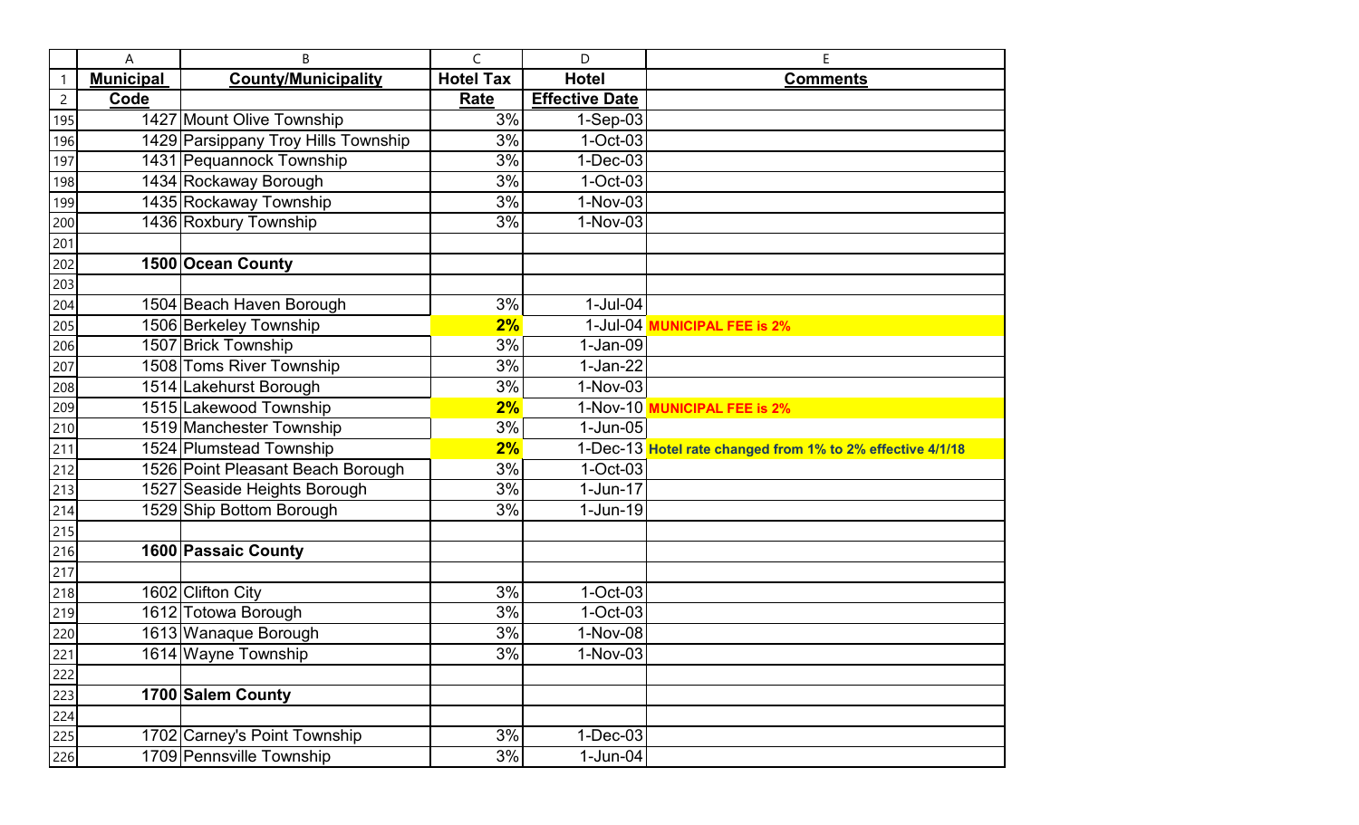| Municipal Code | County/Municipality | Hotel Tax Rate | Hotel Effective Date | Comments |
|---|---|---|---|---|
| 1427 | Mount Olive Township | 3% | 1-Sep-03 | |
| 1429 | Parsippany Troy Hills Township | 3% | 1-Oct-03 | |
| 1431 | Pequannock Township | 3% | 1-Dec-03 | |
| 1434 | Rockaway Borough | 3% | 1-Oct-03 | |
| 1435 | Rockaway Township | 3% | 1-Nov-03 | |
| 1436 | Roxbury Township | 3% | 1-Nov-03 | |
| | | | | |
| **1500** | **Ocean County** | | | |
| | | | | |
| 1504 | Beach Haven Borough | 3% | 1-Jul-04 | |
| 1506 | Berkeley Township | **2%** | 1-Jul-04 | **MUNICIPAL FEE is 2%** |
| 1507 | Brick Township | 3% | 1-Jan-09 | |
| 1508 | Toms River Township | 3% | 1-Jan-22 | |
| 1514 | Lakehurst Borough | 3% | 1-Nov-03 | |
| 1515 | Lakewood Township | **2%** | 1-Nov-10 | **MUNICIPAL FEE is 2%** |
| 1519 | Manchester Township | 3% | 1-Jun-05 | |
| 1524 | Plumstead Township | **2%** | 1-Dec-13 | **Hotel rate changed from 1% to 2% effective 4/1/18** |
| 1526 | Point Pleasant Beach Borough | 3% | 1-Oct-03 | |
| 1527 | Seaside Heights Borough | 3% | 1-Jun-17 | |
| 1529 | Ship Bottom Borough | 3% | 1-Jun-19 | |
| | | | | |
| **1600** | **Passaic County** | | | |
| | | | | |
| 1602 | Clifton City | 3% | 1-Oct-03 | |
| 1612 | Totowa Borough | 3% | 1-Oct-03 | |
| 1613 | Wanaque Borough | 3% | 1-Nov-08 | |
| 1614 | Wayne Township | 3% | 1-Nov-03 | |
| | | | | |
| **1700** | **Salem County** | | | |
| | | | | |
| 1702 | Carney's Point Township | 3% | 1-Dec-03 | |
| 1709 | Pennsville Township | 3% | 1-Jun-04 | |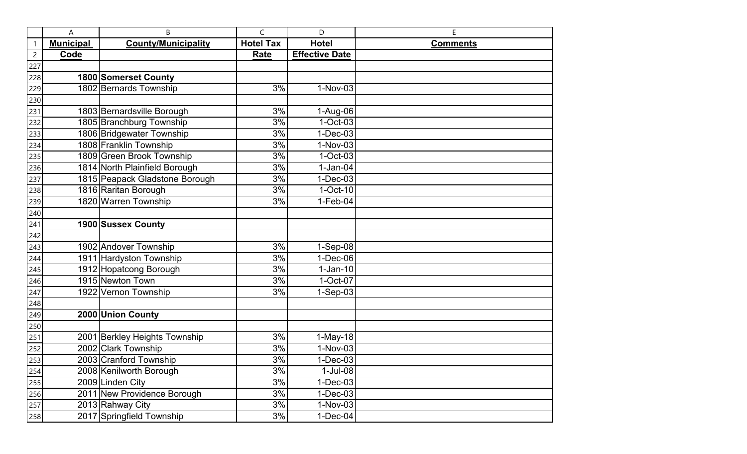| Municipal Code | County/Municipality | Hotel Tax Rate | Hotel Effective Date | Comments |
|---|---|---|---|---|
| | | | | |
| **1800** | **Somerset County** | | | |
| 1802 | Bernards Township | 3% | 1-Nov-03 | |
| | | | | |
| 1803 | Bernardsville Borough | 3% | 1-Aug-06 | |
| 1805 | Branchburg Township | 3% | 1-Oct-03 | |
| 1806 | Bridgewater Township | 3% | 1-Dec-03 | |
| 1808 | Franklin Township | 3% | 1-Nov-03 | |
| 1809 | Green Brook Township | 3% | 1-Oct-03 | |
| 1814 | North Plainfield Borough | 3% | 1-Jan-04 | |
| 1815 | Peapack Gladstone Borough | 3% | 1-Dec-03 | |
| 1816 | Raritan Borough | 3% | 1-Oct-10 | |
| 1820 | Warren Township | 3% | 1-Feb-04 | |
| | | | | |
| **1900** | **Sussex County** | | | |
| | | | | |
| 1902 | Andover Township | 3% | 1-Sep-08 | |
| 1911 | Hardyston Township | 3% | 1-Dec-06 | |
| 1912 | Hopatcong Borough | 3% | 1-Jan-10 | |
| 1915 | Newton Town | 3% | 1-Oct-07 | |
| 1922 | Vernon Township | 3% | 1-Sep-03 | |
| | | | | |
| **2000** | **Union County** | | | |
| | | | | |
| 2001 | Berkley Heights Township | 3% | 1-May-18 | |
| 2002 | Clark Township | 3% | 1-Nov-03 | |
| 2003 | Cranford Township | 3% | 1-Dec-03 | |
| 2008 | Kenilworth Borough | 3% | 1-Jul-08 | |
| 2009 | Linden City | 3% | 1-Dec-03 | |
| 2011 | New Providence Borough | 3% | 1-Dec-03 | |
| 2013 | Rahway City | 3% | 1-Nov-03 | |
| 2017 | Springfield Township | 3% | 1-Dec-04 | |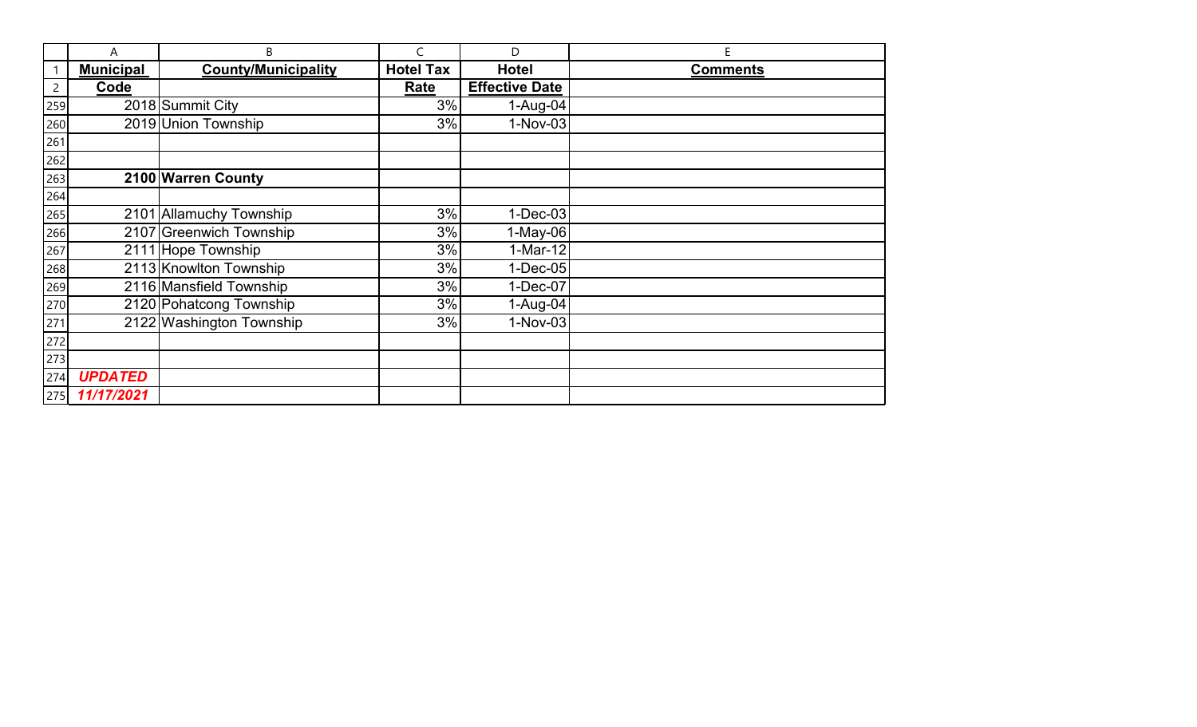| Municipal Code | County/Municipality | Hotel Tax Rate | Hotel Effective Date | Comments |
|---|---|---|---|---|
| 2018 | Summit City | 3% | 1-Aug-04 | |
| 2019 | Union Township | 3% | 1-Nov-03 | |
| | | | | |
| | | | | |
| **2100** | **Warren County** | | | |
| | | | | |
| 2101 | Allamuchy Township | 3% | 1-Dec-03 | |
| 2107 | Greenwich Township | 3% | 1-May-06 | |
| 2111 | Hope Township | 3% | 1-Mar-12 | |
| 2113 | Knowlton Township | 3% | 1-Dec-05 | |
| 2116 | Mansfield Township | 3% | 1-Dec-07 | |
| 2120 | Pohatcong Township | 3% | 1-Aug-04 | |
| 2122 | Washington Township | 3% | 1-Nov-03 | |
| | | | | |
| | | | | |
| ***UPDATED*** | | | | |
| ***11/17/2021*** | | | | |